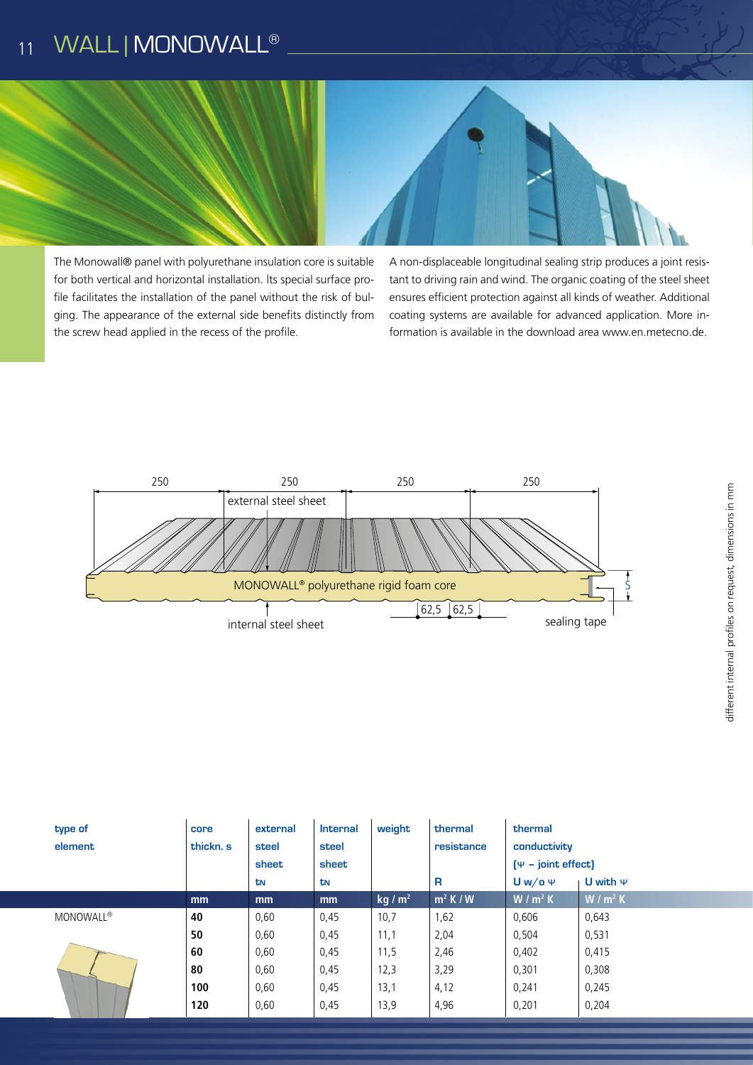# WALL | MONOWALL®

The Monowall® panel with polyurethane insulation core is suitable for both vertical and horizontal installation. Its special surface profile facilitates the installation of the panel without the risk of bulging. The appearance of the external side benefits distinctly from the screw head applied in the recess of the profile.

A non-displaceable longitudinal sealing strip produces a joint resistant to driving rain and wind. The organic coating of the steel sheet ensures efficient protection against all kinds of weather. Additional coating systems are available for advanced application. More information is available in the download area www.en.metecno.de.

250 | 250 | 250 | 250

external steel sheet

MONOWALL® polyurethane rigid foam core

S

62,5 | 62,5

internal steel sheet

sealing tape

different internal profiles on request, dimensions in mm

| type of element | core thickn. s | external steel sheet $t_N$ | Internal steel sheet $t_N$ | weight | thermal resistance R | thermal conductivity ($\Psi$ – joint effect) U w/o $\Psi$ | U with $\Psi$ |
|---|---|---|---|---|---|---|---|
| | mm | mm | mm | kg / m² | m² K / W | W / m² K | W / m² K |
| MONOWALL® | **40** | 0,60 | 0,45 | 10,7 | 1,62 | 0,606 | 0,643 |
| | **50** | 0,60 | 0,45 | 11,1 | 2,04 | 0,504 | 0,531 |
| | **60** | 0,60 | 0,45 | 11,5 | 2,46 | 0,402 | 0,415 |
| | **80** | 0,60 | 0,45 | 12,3 | 3,29 | 0,301 | 0,308 |
| | **100** | 0,60 | 0,45 | 13,1 | 4,12 | 0,241 | 0,245 |
| | **120** | 0,60 | 0,45 | 13,9 | 4,96 | 0,201 | 0,204 |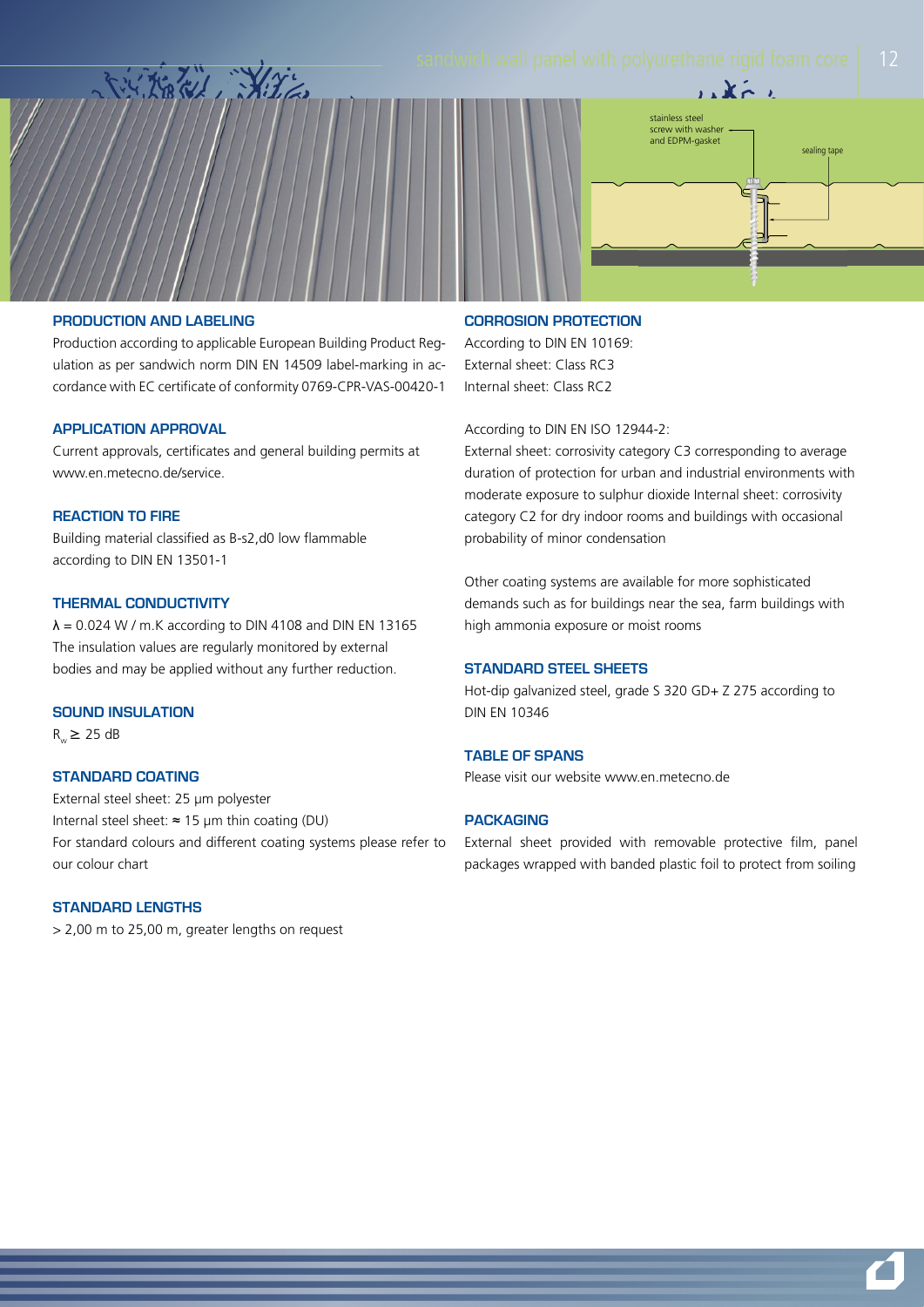stainless steel screw with washer and EDPM-gasket

sealing tape

### PRODUCTION AND LABELING

Production according to applicable European Building Product Regulation as per sandwich norm DIN EN 14509 label-marking in accordance with EC certificate of conformity 0769-CPR-VAS-00420-1

### APPLICATION APPROVAL

Current approvals, certificates and general building permits at www.en.metecno.de/service.

### REACTION TO FIRE

Building material classified as B-s2,d0 low flammable according to DIN EN 13501-1

### THERMAL CONDUCTIVITY

$\lambda$ = 0.024 W / m.K according to DIN 4108 and DIN EN 13165
The insulation values are regularly monitored by external bodies and may be applied without any further reduction.

### SOUND INSULATION

$R_w \geq$ 25 dB

### STANDARD COATING

External steel sheet: 25 µm polyester
Internal steel sheet: ≈ 15 µm thin coating (DU)
For standard colours and different coating systems please refer to our colour chart

### STANDARD LENGTHS

> 2,00 m to 25,00 m, greater lengths on request

### CORROSION PROTECTION

According to DIN EN 10169:
External sheet: Class RC3
Internal sheet: Class RC2

According to DIN EN ISO 12944-2:
External sheet: corrosivity category C3 corresponding to average duration of protection for urban and industrial environments with moderate exposure to sulphur dioxide Internal sheet: corrosivity category C2 for dry indoor rooms and buildings with occasional probability of minor condensation

Other coating systems are available for more sophisticated demands such as for buildings near the sea, farm buildings with high ammonia exposure or moist rooms

### STANDARD STEEL SHEETS

Hot-dip galvanized steel, grade S 320 GD+ Z 275 according to DIN EN 10346

### TABLE OF SPANS

Please visit our website www.en.metecno.de

### PACKAGING

External sheet provided with removable protective film, panel packages wrapped with banded plastic foil to protect from soiling